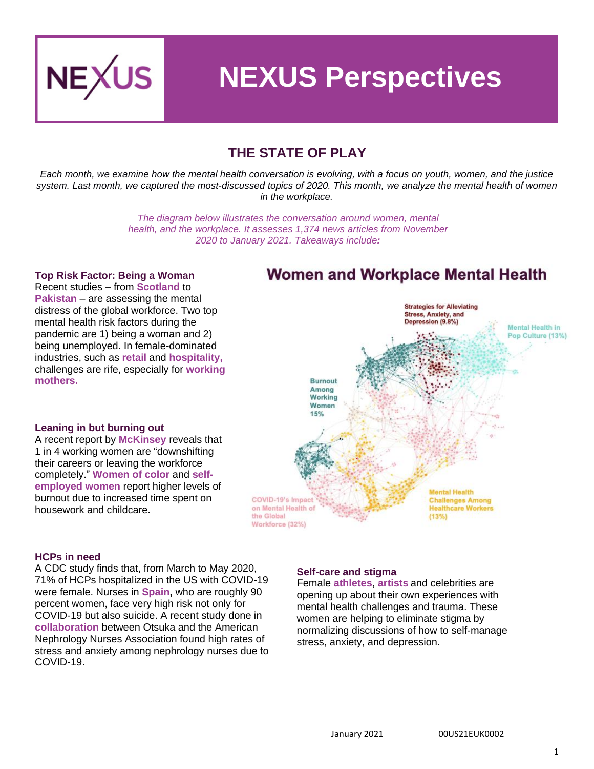# NEXUS Perspectives

## THE STATE OF PLAY

*Each month, we examine how the mental health conversation is evolving, with a focus on youth, women, and the justice system. Last month, we captured the most-discussed topics of 2020. This month, we analyze the mental health of women in the workplace.*

*The diagram below illustrates the conversation around women, mental health, and the workplace. It assesses 1,374 news articles from November 2020 to January 2021. Takeaways include:*

### Women and Workplace Mental Health

Strategies for Alleviating Stress, Anxiety, and Depression (9.8%)

Mental Health in Pop Culture (13%)

Burnout Among Working Women 15%

COVID-19's Impact on Mental Health of the Global Workforce (32%)

Mental Health Challenges Among Healthcare Workers (13%)

**Top Risk Factor: Being a Woman**

Recent studies – from **Scotland** to **Pakistan** – are assessing the mental distress of the global workforce. Two top mental health risk factors during the pandemic are 1) being a woman and 2) being unemployed. In female-dominated industries, such as **retail** and **hospitality,** challenges are rife, especially for **working mothers.**

**Leaning in but burning out**

A recent report by **McKinsey** reveals that 1 in 4 working women are "downshifting their careers or leaving the workforce completely." **Women of color** and **self-employed women** report higher levels of burnout due to increased time spent on housework and childcare.

**HCPs in need**

A CDC study finds that, from March to May 2020, 71% of HCPs hospitalized in the US with COVID-19 were female. Nurses in **Spain,** who are roughly 90 percent women, face very high risk not only for COVID-19 but also suicide. A recent study done in **collaboration** between Otsuka and the American Nephrology Nurses Association found high rates of stress and anxiety among nephrology nurses due to COVID-19.

**Self-care and stigma**

Female **athletes**, **artists** and celebrities are opening up about their own experiences with mental health challenges and trauma. These women are helping to eliminate stigma by normalizing discussions of how to self-manage stress, anxiety, and depression.

January 2021 00US21EUK0002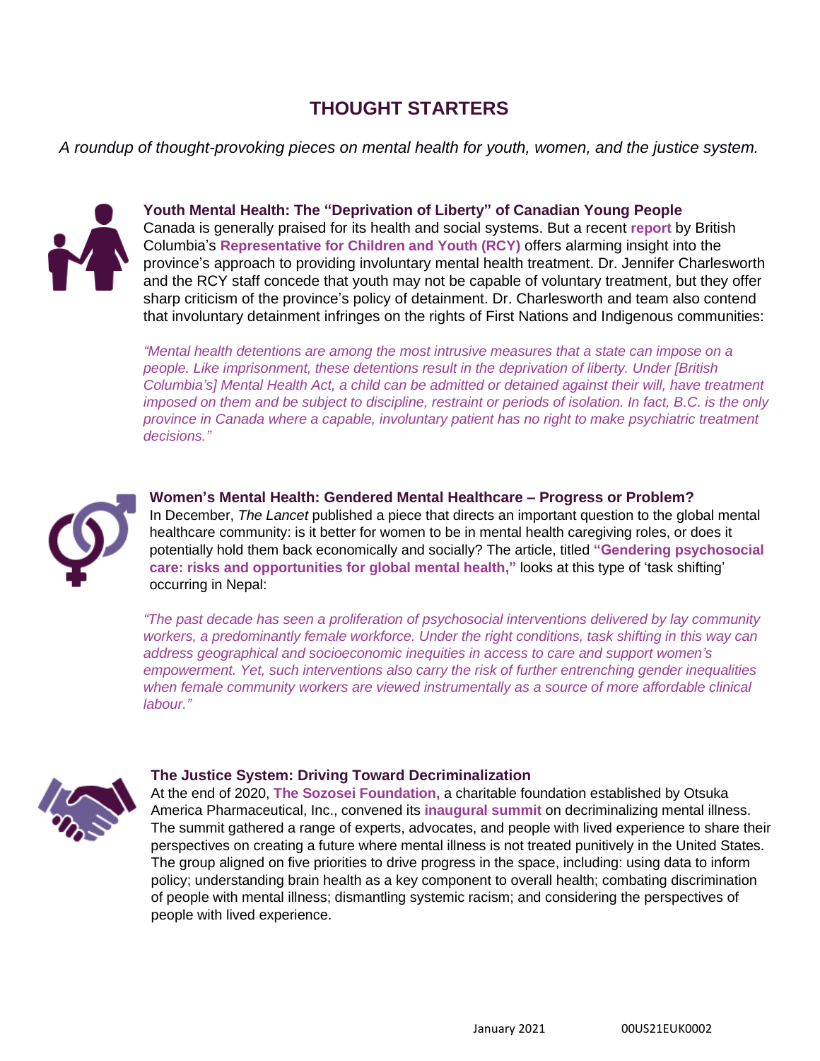# THOUGHT STARTERS

*A roundup of thought-provoking pieces on mental health for youth, women, and the justice system.*

### Youth Mental Health: The "Deprivation of Liberty" of Canadian Young People

Canada is generally praised for its health and social systems. But a recent **report** by British Columbia's **Representative for Children and Youth (RCY)** offers alarming insight into the province's approach to providing involuntary mental health treatment. Dr. Jennifer Charlesworth and the RCY staff concede that youth may not be capable of voluntary treatment, but they offer sharp criticism of the province's policy of detainment. Dr. Charlesworth and team also contend that involuntary detainment infringes on the rights of First Nations and Indigenous communities:

*"Mental health detentions are among the most intrusive measures that a state can impose on a people. Like imprisonment, these detentions result in the deprivation of liberty. Under [British Columbia's] Mental Health Act, a child can be admitted or detained against their will, have treatment imposed on them and be subject to discipline, restraint or periods of isolation. In fact, B.C. is the only province in Canada where a capable, involuntary patient has no right to make psychiatric treatment decisions."*

### Women's Mental Health: Gendered Mental Healthcare – Progress or Problem?

In December, *The Lancet* published a piece that directs an important question to the global mental healthcare community: is it better for women to be in mental health caregiving roles, or does it potentially hold them back economically and socially? The article, titled **"Gendering psychosocial care: risks and opportunities for global mental health,"** looks at this type of 'task shifting' occurring in Nepal:

*"The past decade has seen a proliferation of psychosocial interventions delivered by lay community workers, a predominantly female workforce. Under the right conditions, task shifting in this way can address geographical and socioeconomic inequities in access to care and support women's empowerment. Yet, such interventions also carry the risk of further entrenching gender inequalities when female community workers are viewed instrumentally as a source of more affordable clinical labour."*

### The Justice System: Driving Toward Decriminalization

At the end of 2020, **The Sozosei Foundation,** a charitable foundation established by Otsuka America Pharmaceutical, Inc., convened its **inaugural summit** on decriminalizing mental illness. The summit gathered a range of experts, advocates, and people with lived experience to share their perspectives on creating a future where mental illness is not treated punitively in the United States. The group aligned on five priorities to drive progress in the space, including: using data to inform policy; understanding brain health as a key component to overall health; combating discrimination of people with mental illness; dismantling systemic racism; and considering the perspectives of people with lived experience.

January 2021 00US21EUK0002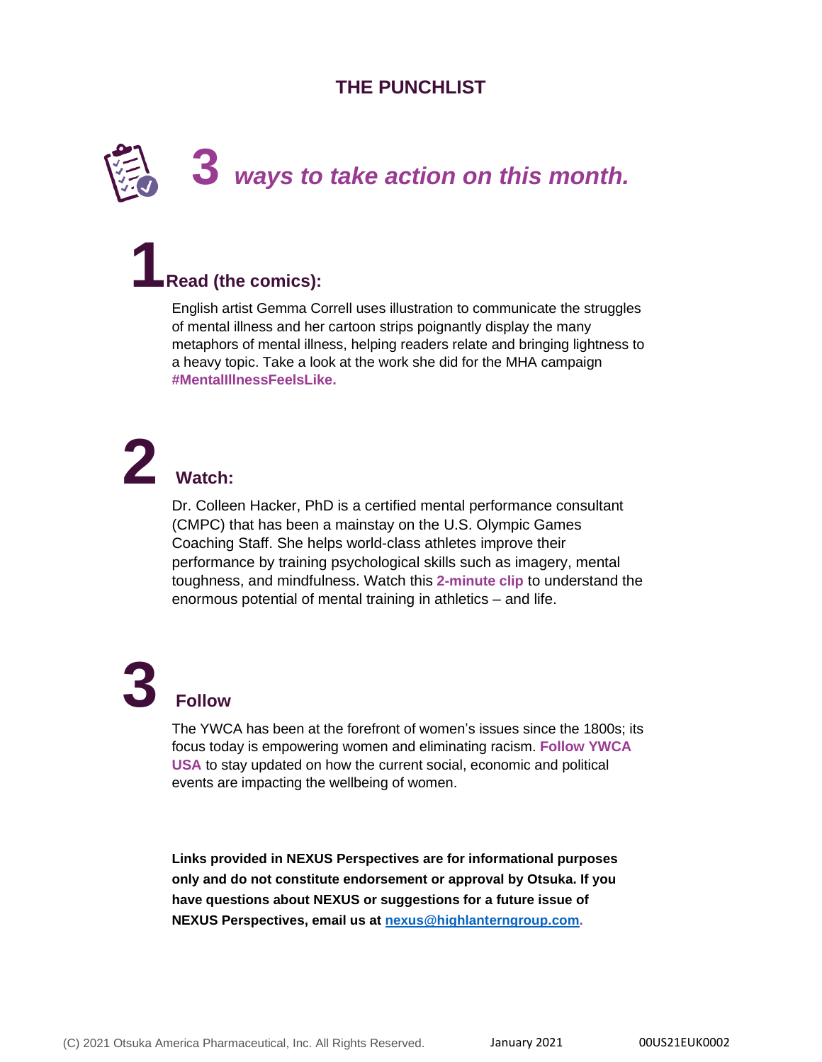# THE PUNCHLIST

## 3 *ways to take action on this month.*

### 1 Read (the comics):

English artist Gemma Correll uses illustration to communicate the struggles of mental illness and her cartoon strips poignantly display the many metaphors of mental illness, helping readers relate and bringing lightness to a heavy topic. Take a look at the work she did for the MHA campaign **#MentalIllnessFeelsLike.**

### 2 Watch:

Dr. Colleen Hacker, PhD is a certified mental performance consultant (CMPC) that has been a mainstay on the U.S. Olympic Games Coaching Staff. She helps world-class athletes improve their performance by training psychological skills such as imagery, mental toughness, and mindfulness. Watch this **2-minute clip** to understand the enormous potential of mental training in athletics – and life.

### 3 Follow

The YWCA has been at the forefront of women's issues since the 1800s; its focus today is empowering women and eliminating racism. **Follow YWCA USA** to stay updated on how the current social, economic and political events are impacting the wellbeing of women.

**Links provided in NEXUS Perspectives are for informational purposes only and do not constitute endorsement or approval by Otsuka. If you have questions about NEXUS or suggestions for a future issue of NEXUS Perspectives, email us at nexus@highlanterngroup.com.**

(C) 2021 Otsuka America Pharmaceutical, Inc. All Rights Reserved. January 2021 00US21EUK0002